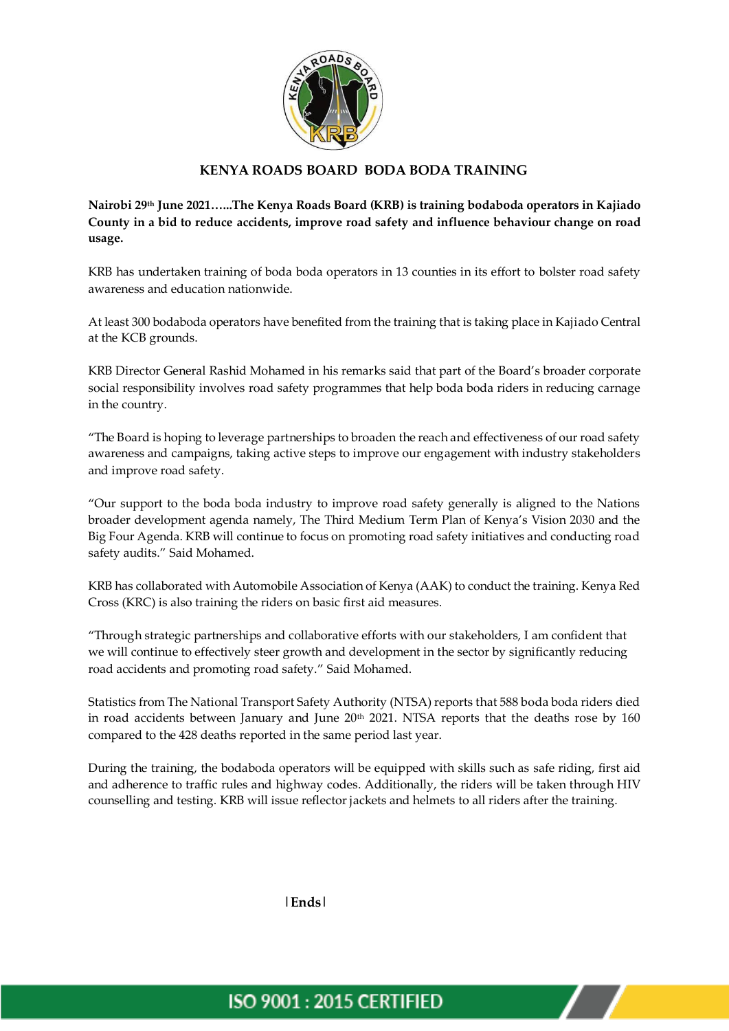## KENYA ROADS BOARD BODA BODA TRAINING

**Nairobi 29th June 2021…...The Kenya Roads Board (KRB) is training bodaboda operators in Kajiado County in a bid to reduce accidents, improve road safety and influence behaviour change on road usage.**

KRB has undertaken training of boda boda operators in 13 counties in its effort to bolster road safety awareness and education nationwide.

At least 300 bodaboda operators have benefited from the training that is taking place in Kajiado Central at the KCB grounds.

KRB Director General Rashid Mohamed in his remarks said that part of the Board's broader corporate social responsibility involves road safety programmes that help boda boda riders in reducing carnage in the country.

"The Board is hoping to leverage partnerships to broaden the reach and effectiveness of our road safety awareness and campaigns, taking active steps to improve our engagement with industry stakeholders and improve road safety.

"Our support to the boda boda industry to improve road safety generally is aligned to the Nations broader development agenda namely, The Third Medium Term Plan of Kenya's Vision 2030 and the Big Four Agenda. KRB will continue to focus on promoting road safety initiatives and conducting road safety audits." Said Mohamed.

KRB has collaborated with Automobile Association of Kenya (AAK) to conduct the training. Kenya Red Cross (KRC) is also training the riders on basic first aid measures.

"Through strategic partnerships and collaborative efforts with our stakeholders, I am confident that we will continue to effectively steer growth and development in the sector by significantly reducing road accidents and promoting road safety." Said Mohamed.

Statistics from The National Transport Safety Authority (NTSA) reports that 588 boda boda riders died in road accidents between January and June 20th 2021. NTSA reports that the deaths rose by 160 compared to the 428 deaths reported in the same period last year.

During the training, the bodaboda operators will be equipped with skills such as safe riding, first aid and adherence to traffic rules and highway codes. Additionally, the riders will be taken through HIV counselling and testing. KRB will issue reflector jackets and helmets to all riders after the training.

|**Ends**|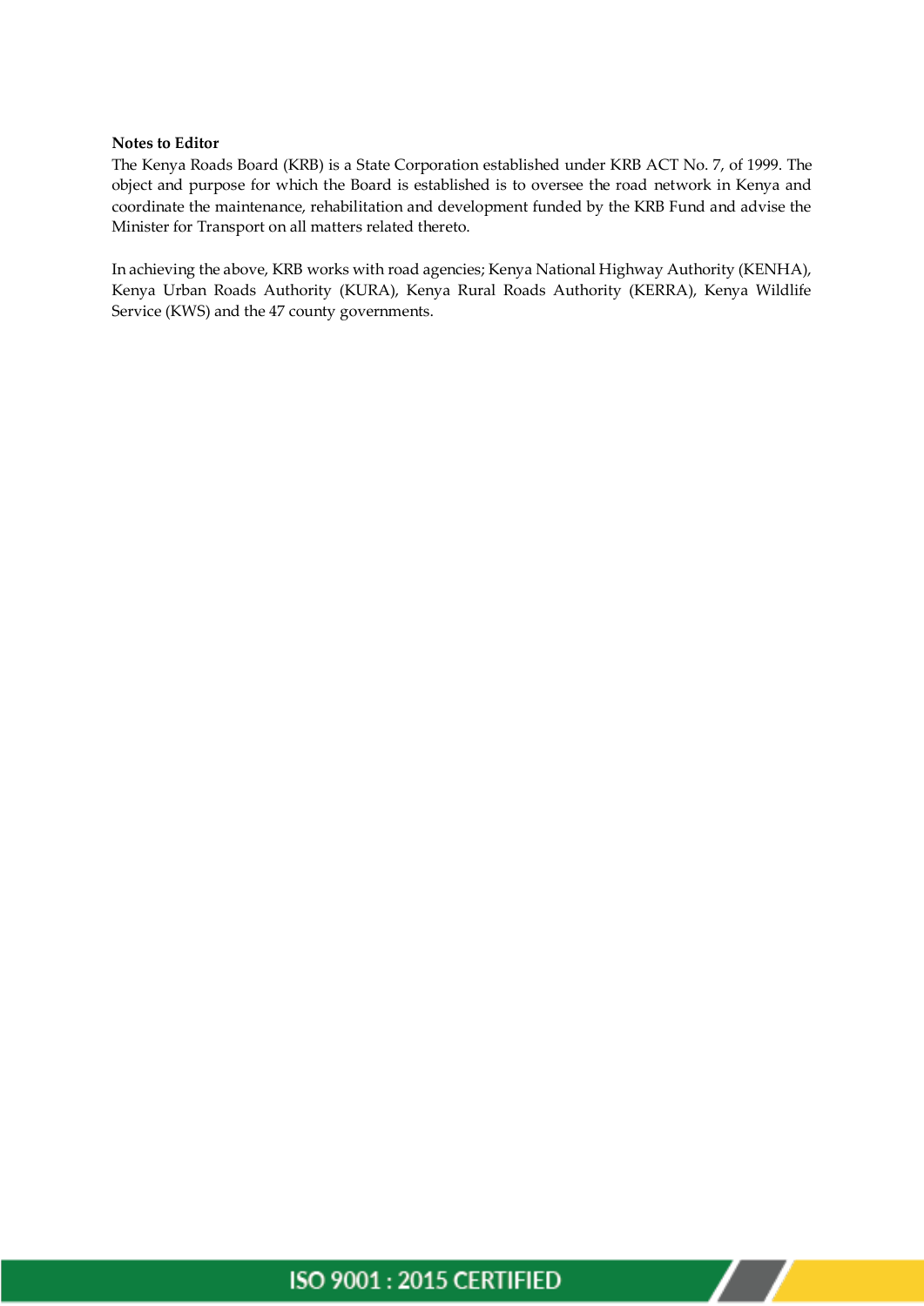**Notes to Editor**

The Kenya Roads Board (KRB) is a State Corporation established under KRB ACT No. 7, of 1999. The object and purpose for which the Board is established is to oversee the road network in Kenya and coordinate the maintenance, rehabilitation and development funded by the KRB Fund and advise the Minister for Transport on all matters related thereto.

In achieving the above, KRB works with road agencies; Kenya National Highway Authority (KENHA), Kenya Urban Roads Authority (KURA), Kenya Rural Roads Authority (KERRA), Kenya Wildlife Service (KWS) and the 47 county governments.